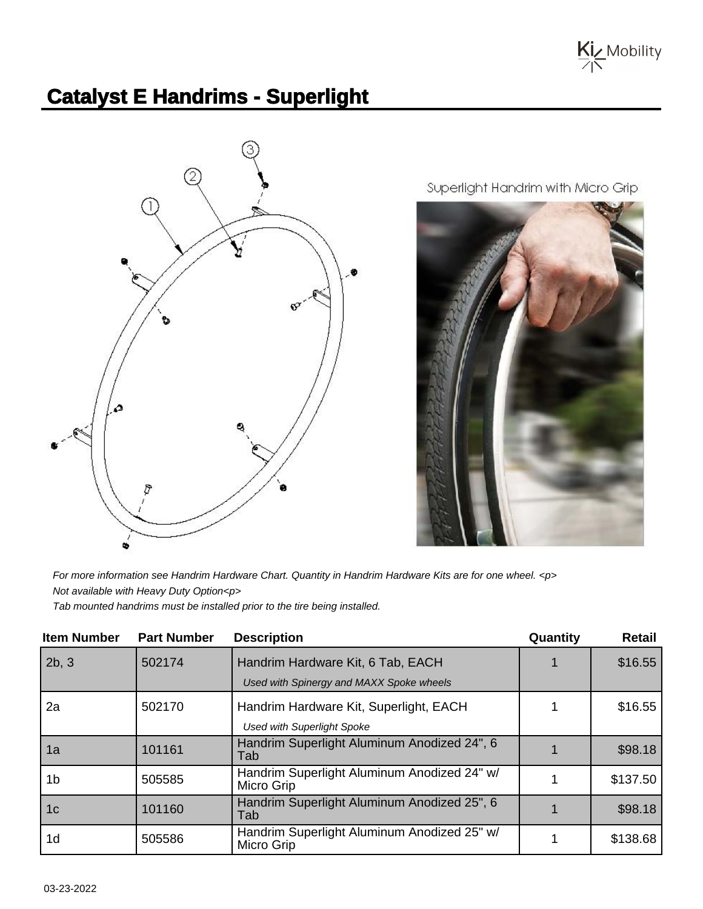# Catalyst E Handrims - Superlight

Superlight Handrim with Micro Grip

*For more information see Handrim Hardware Chart. Quantity in Handrim Hardware Kits are for one wheel. <p>*

*Not available with Heavy Duty Option<p>*

*Tab mounted handrims must be installed prior to the tire being installed.*

| Item Number | Part Number | Description | Quantity | Retail |
|---|---|---|---|---|
| 2b, 3 | 502174 | Handrim Hardware Kit, 6 Tab, EACH *Used with Spinergy and MAXX Spoke wheels* | 1 | $16.55 |
| 2a | 502170 | Handrim Hardware Kit, Superlight, EACH *Used with Superlight Spoke* | 1 | $16.55 |
| 1a | 101161 | Handrim Superlight Aluminum Anodized 24", 6 Tab | 1 | $98.18 |
| 1b | 505585 | Handrim Superlight Aluminum Anodized 24" w/ Micro Grip | 1 | $137.50 |
| 1c | 101160 | Handrim Superlight Aluminum Anodized 25", 6 Tab | 1 | $98.18 |
| 1d | 505586 | Handrim Superlight Aluminum Anodized 25" w/ Micro Grip | 1 | $138.68 |

03-23-2022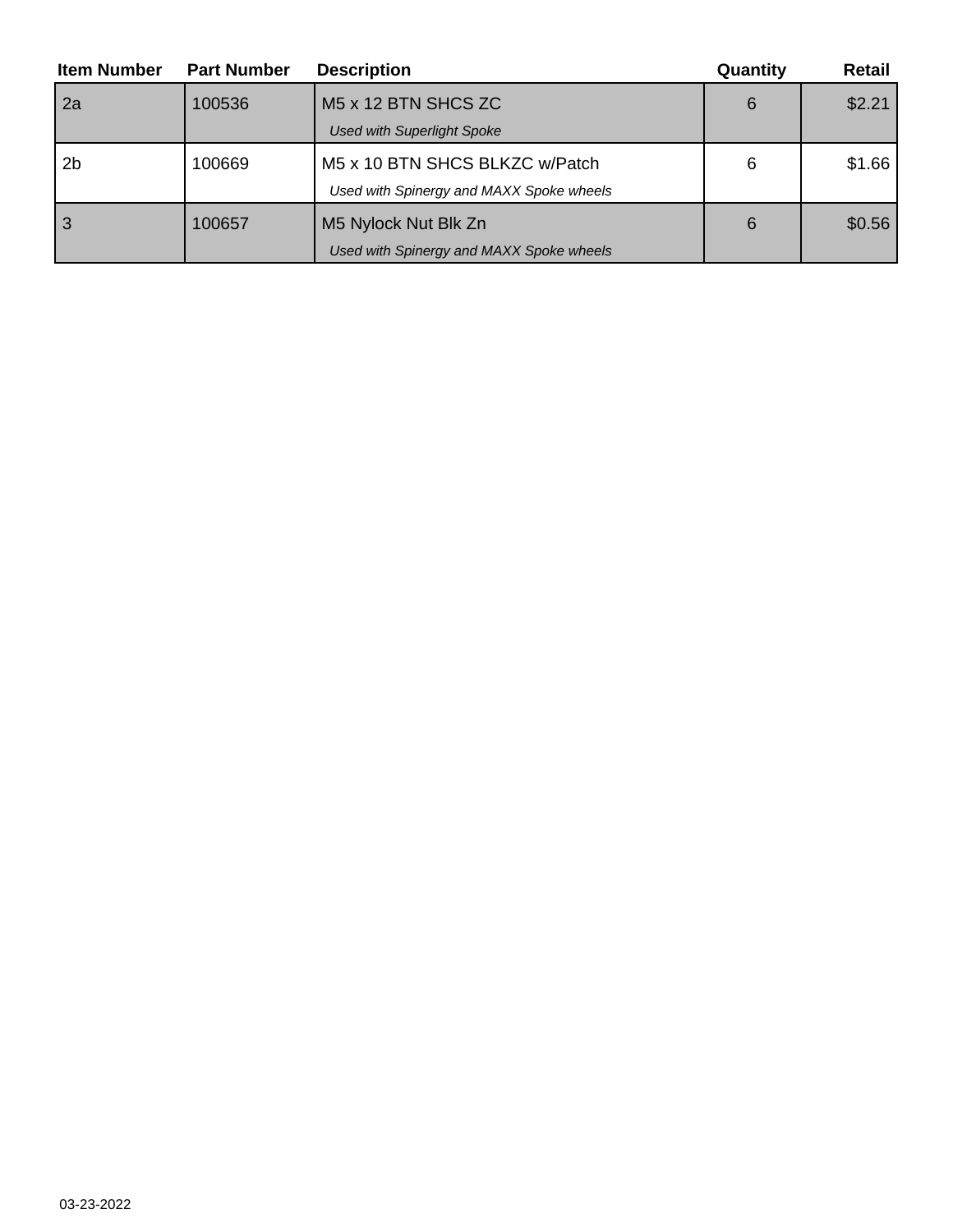| Item Number | Part Number | Description | Quantity | Retail |
|---|---|---|---|---|
| 2a | 100536 | M5 x 12 BTN SHCS ZC<br>*Used with Superlight Spoke* | 6 | $2.21 |
| 2b | 100669 | M5 x 10 BTN SHCS BLKZC w/Patch<br>*Used with Spinergy and MAXX Spoke wheels* | 6 | $1.66 |
| 3 | 100657 | M5 Nylock Nut Blk Zn<br>*Used with Spinergy and MAXX Spoke wheels* | 6 | $0.56 |

03-23-2022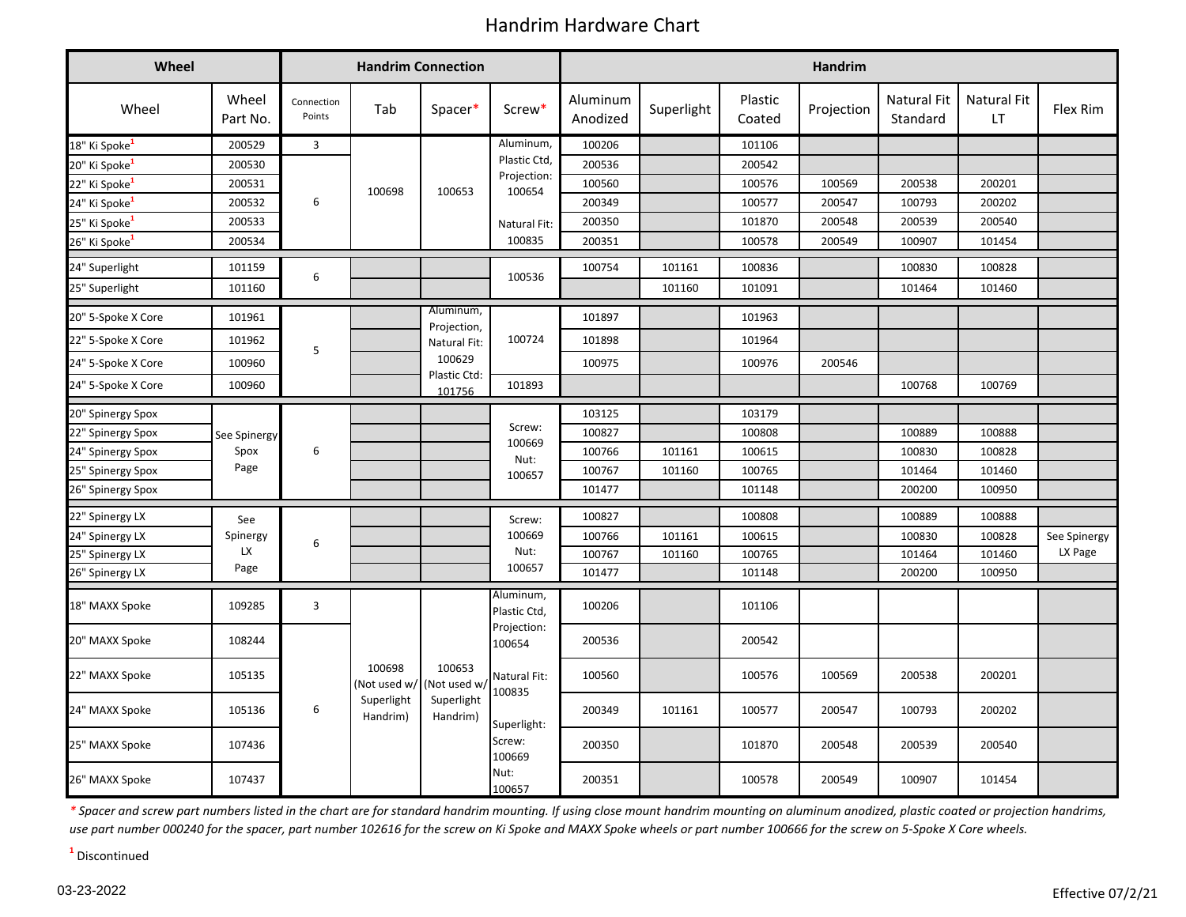# Handrim Hardware Chart

| Wheel | | Handrim Connection | | | | Handrim | | | | | | |
|---|---|---|---|---|---|---|---|---|---|---|---|---|
| Wheel | Wheel Part No. | Connection Points | Tab | Spacer* | Screw* | Aluminum Anodized | Superlight | Plastic Coated | Projection | Natural Fit Standard | Natural Fit LT | Flex Rim |
| 18" Ki Spoke[1] | 200529 | 3 | 100698 | 100653 | Aluminum, Plastic Ctd, Projection: 100654 Natural Fit: 100835 | 100206 | | 101106 | | | | |
| 20" Ki Spoke[1] | 200530 | 6 | | | | 200536 | | 200542 | | | | |
| 22" Ki Spoke[1] | 200531 | | | | | 100560 | | 100576 | 100569 | 200538 | 200201 | |
| 24" Ki Spoke[1] | 200532 | | | | | 200349 | | 100577 | 200547 | 100793 | 200202 | |
| 25" Ki Spoke[1] | 200533 | | | | | 200350 | | 101870 | 200548 | 200539 | 200540 | |
| 26" Ki Spoke[1] | 200534 | | | | | 200351 | | 100578 | 200549 | 100907 | 101454 | |
| 24" Superlight | 101159 | 6 | | | 100536 | 100754 | 101161 | 100836 | | 100830 | 100828 | |
| 25" Superlight | 101160 | | | | | | 101160 | 101091 | | 101464 | 101460 | |
| 20" 5-Spoke X Core | 101961 | 5 | | Aluminum, Projection, Natural Fit: 100629 Plastic Ctd: 101756 | 100724 | 101897 | | 101963 | | | | |
| 22" 5-Spoke X Core | 101962 | | | | | 101898 | | 101964 | | | | |
| 24" 5-Spoke X Core | 100960 | | | | | 100975 | | 100976 | 200546 | | | |
| 24" 5-Spoke X Core | 100960 | | | | 101893 | | | | | 100768 | 100769 | |
| 20" Spinergy Spox | See Spinergy Spox Page | 6 | | | Screw: 100669 Nut: 100657 | 103125 | | 103179 | | | | |
| 22" Spinergy Spox | | | | | | 100827 | | 100808 | | 100889 | 100888 | |
| 24" Spinergy Spox | | | | | | 100766 | 101161 | 100615 | | 100830 | 100828 | |
| 25" Spinergy Spox | | | | | | 100767 | 101160 | 100765 | | 101464 | 101460 | |
| 26" Spinergy Spox | | | | | | 101477 | | 101148 | | 200200 | 100950 | |
| 22" Spinergy LX | See Spinergy LX Page | 6 | | | Screw: 100669 Nut: 100657 | 100827 | | 100808 | | 100889 | 100888 | |
| 24" Spinergy LX | | | | | | 100766 | 101161 | 100615 | | 100830 | 100828 | See Spinergy LX Page |
| 25" Spinergy LX | | | | | | 100767 | 101160 | 100765 | | 101464 | 101460 | |
| 26" Spinergy LX | | | | | | 101477 | | 101148 | | 200200 | 100950 | |
| 18" MAXX Spoke | 109285 | 3 | 100698 (Not used w/ Superlight Handrim) | 100653 (Not used w/ Superlight Handrim) | Aluminum, Plastic Ctd, Projection: 100654 Natural Fit: 100835 Superlight: Screw: 100669 Nut: 100657 | 100206 | | 101106 | | | | |
| 20" MAXX Spoke | 108244 | 6 | | | | 200536 | | 200542 | | | | |
| 22" MAXX Spoke | 105135 | | | | | 100560 | | 100576 | 100569 | 200538 | 200201 | |
| 24" MAXX Spoke | 105136 | | | | | 200349 | 101161 | 100577 | 200547 | 100793 | 200202 | |
| 25" MAXX Spoke | 107436 | | | | | 200350 | | 101870 | 200548 | 200539 | 200540 | |
| 26" MAXX Spoke | 107437 | | | | | 200351 | | 100578 | 200549 | 100907 | 101454 | |

*\* Spacer and screw part numbers listed in the chart are for standard handrim mounting. If using close mount handrim mounting on aluminum anodized, plastic coated or projection handrims, use part number 000240 for the spacer, part number 102616 for the screw on Ki Spoke and MAXX Spoke wheels or part number 100666 for the screw on 5-Spoke X Core wheels.*

[1] Discontinued

03-23-2022

Effective 07/2/21